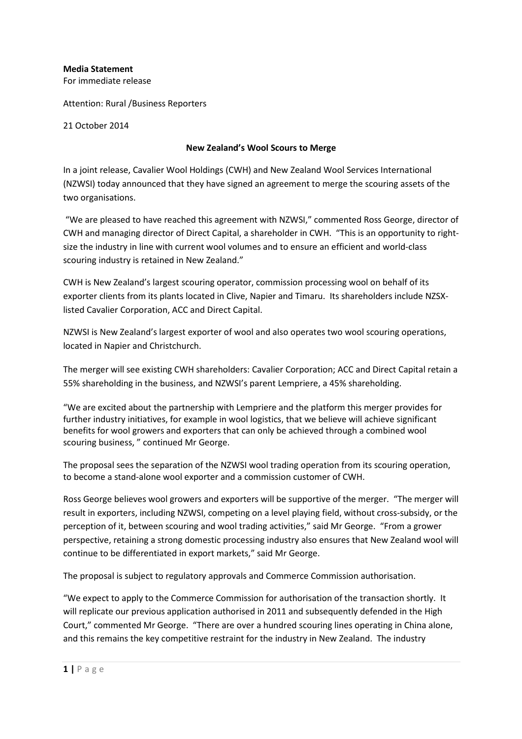**Media Statement**
For immediate release

Attention: Rural /Business Reporters

21 October 2014

**New Zealand's Wool Scours to Merge**

In a joint release, Cavalier Wool Holdings (CWH) and New Zealand Wool Services International (NZWSI) today announced that they have signed an agreement to merge the scouring assets of the two organisations.

"We are pleased to have reached this agreement with NZWSI," commented Ross George, director of CWH and managing director of Direct Capital, a shareholder in CWH. "This is an opportunity to right-size the industry in line with current wool volumes and to ensure an efficient and world-class scouring industry is retained in New Zealand."

CWH is New Zealand's largest scouring operator, commission processing wool on behalf of its exporter clients from its plants located in Clive, Napier and Timaru. Its shareholders include NZSX-listed Cavalier Corporation, ACC and Direct Capital.

NZWSI is New Zealand's largest exporter of wool and also operates two wool scouring operations, located in Napier and Christchurch.

The merger will see existing CWH shareholders: Cavalier Corporation; ACC and Direct Capital retain a 55% shareholding in the business, and NZWSI's parent Lempriere, a 45% shareholding.

"We are excited about the partnership with Lempriere and the platform this merger provides for further industry initiatives, for example in wool logistics, that we believe will achieve significant benefits for wool growers and exporters that can only be achieved through a combined wool scouring business, " continued Mr George.

The proposal sees the separation of the NZWSI wool trading operation from its scouring operation, to become a stand-alone wool exporter and a commission customer of CWH.

Ross George believes wool growers and exporters will be supportive of the merger. "The merger will result in exporters, including NZWSI, competing on a level playing field, without cross-subsidy, or the perception of it, between scouring and wool trading activities," said Mr George. "From a grower perspective, retaining a strong domestic processing industry also ensures that New Zealand wool will continue to be differentiated in export markets," said Mr George.

The proposal is subject to regulatory approvals and Commerce Commission authorisation.

"We expect to apply to the Commerce Commission for authorisation of the transaction shortly. It will replicate our previous application authorised in 2011 and subsequently defended in the High Court," commented Mr George. "There are over a hundred scouring lines operating in China alone, and this remains the key competitive restraint for the industry in New Zealand. The industry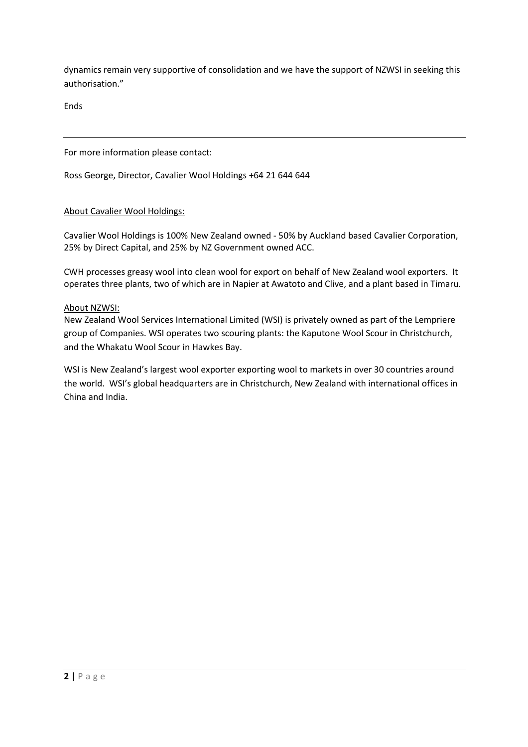dynamics remain very supportive of consolidation and we have the support of NZWSI in seeking this authorisation."

Ends

---

For more information please contact:

Ross George, Director, Cavalier Wool Holdings +64 21 644 644

<u>About Cavalier Wool Holdings:</u>

Cavalier Wool Holdings is 100% New Zealand owned - 50% by Auckland based Cavalier Corporation, 25% by Direct Capital, and 25% by NZ Government owned ACC.

CWH processes greasy wool into clean wool for export on behalf of New Zealand wool exporters. It operates three plants, two of which are in Napier at Awatoto and Clive, and a plant based in Timaru.

<u>About NZWSI:</u>

New Zealand Wool Services International Limited (WSI) is privately owned as part of the Lempriere group of Companies. WSI operates two scouring plants: the Kaputone Wool Scour in Christchurch, and the Whakatu Wool Scour in Hawkes Bay.

WSI is New Zealand's largest wool exporter exporting wool to markets in over 30 countries around the world. WSI's global headquarters are in Christchurch, New Zealand with international offices in China and India.